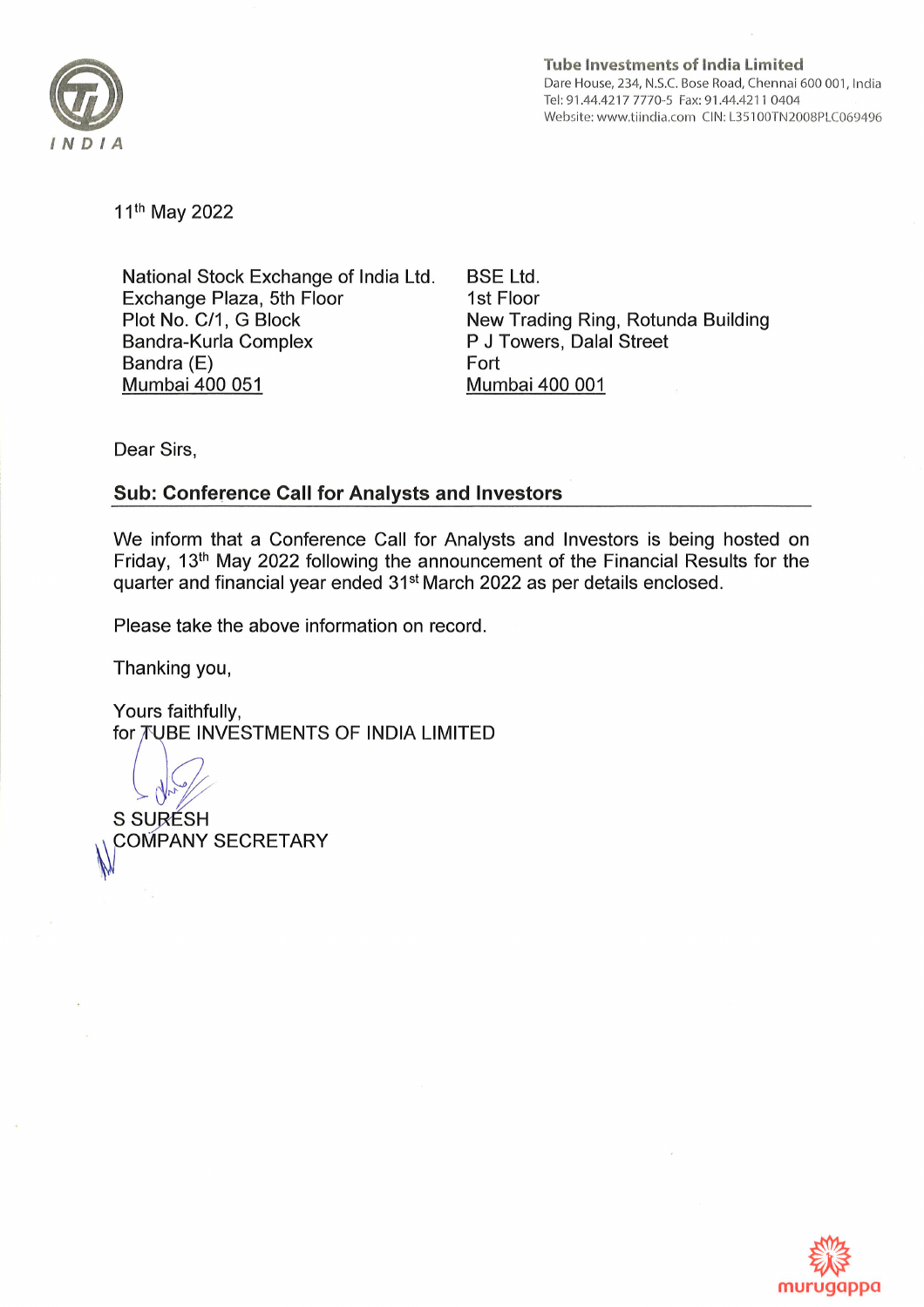**Tube Investments of India Limited**
Dare House, 234, N.S.C. Bose Road, Chennai 600 001, India
Tel: 91.44.4217 7770-5 Fax: 91.44.4211 0404
Website: www.tiindia.com CIN: L35100TN2008PLC069496

11th May 2022

National Stock Exchange of India Ltd.
Exchange Plaza, 5th Floor
Plot No. C/1, G Block
Bandra-Kurla Complex
Bandra (E)
Mumbai 400 051

BSE Ltd.
1st Floor
New Trading Ring, Rotunda Building
P J Towers, Dalal Street
Fort
Mumbai 400 001

Dear Sirs,

**Sub: Conference Call for Analysts and Investors**

We inform that a Conference Call for Analysts and Investors is being hosted on Friday, 13th May 2022 following the announcement of the Financial Results for the quarter and financial year ended 31st March 2022 as per details enclosed.

Please take the above information on record.

Thanking you,

Yours faithfully,
for TUBE INVESTMENTS OF INDIA LIMITED

S SURESH
COMPANY SECRETARY

murugappa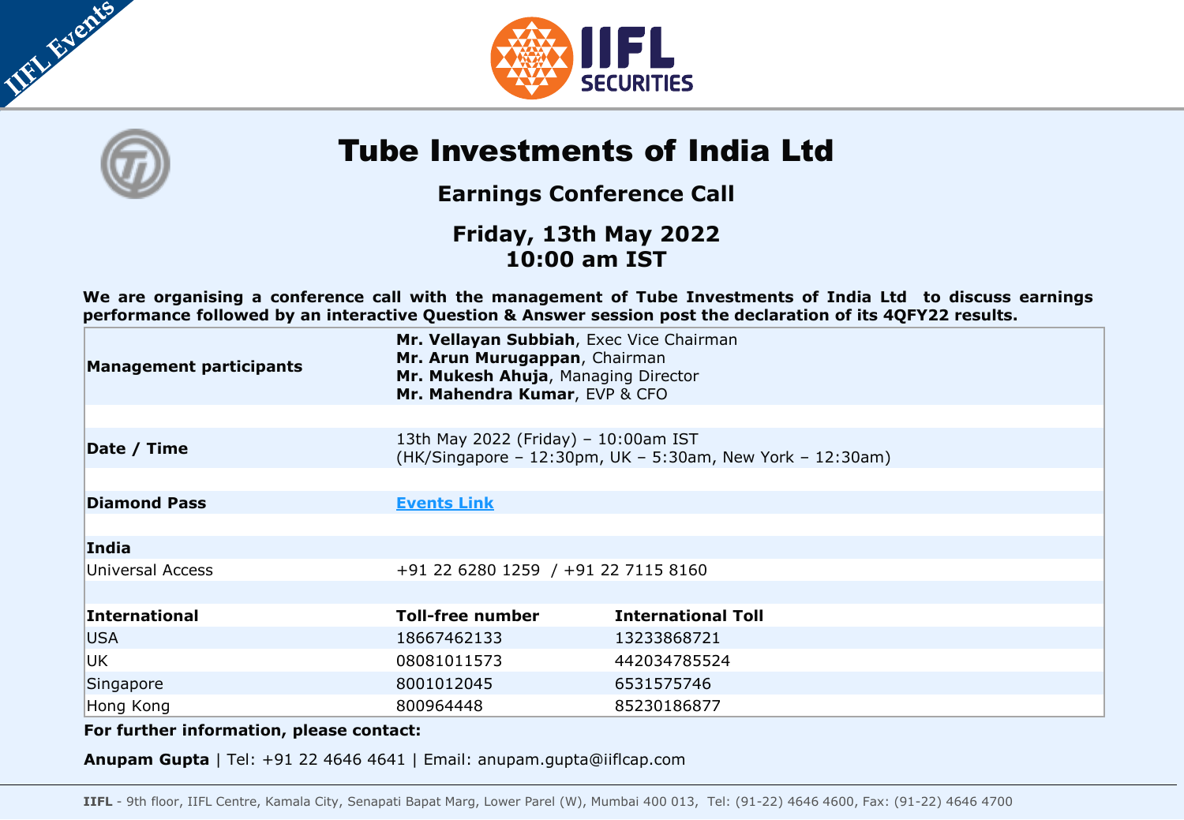IIFL Events

IIFL SECURITIES

# Tube Investments of India Ltd

## Earnings Conference Call

## Friday, 13th May 2022
## 10:00 am IST

**We are organising a conference call with the management of Tube Investments of India Ltd to discuss earnings performance followed by an interactive Question & Answer session post the declaration of its 4QFY22 results.**

| | | |
|---|---|---|
| **Management participants** | **Mr. Vellayan Subbiah**, Exec Vice Chairman<br>**Mr. Arun Murugappan**, Chairman<br>**Mr. Mukesh Ahuja**, Managing Director<br>**Mr. Mahendra Kumar**, EVP & CFO | |
| **Date / Time** | 13th May 2022 (Friday) – 10:00am IST<br>(HK/Singapore – 12:30pm, UK – 5:30am, New York – 12:30am) | |
| **Diamond Pass** | **Events Link** | |
| **India** | | |
| Universal Access | +91 22 6280 1259 / +91 22 7115 8160 | |
| **International** | **Toll-free number** | **International Toll** |
| USA | 18667462133 | 13233868721 |
| UK | 08081011573 | 442034785524 |
| Singapore | 8001012045 | 6531575746 |
| Hong Kong | 800964448 | 85230186877 |

**For further information, please contact:**

**Anupam Gupta** | Tel: +91 22 4646 4641 | Email: anupam.gupta@iiflcap.com

**IIFL** - 9th floor, IIFL Centre, Kamala City, Senapati Bapat Marg, Lower Parel (W), Mumbai 400 013, Tel: (91-22) 4646 4600, Fax: (91-22) 4646 4700